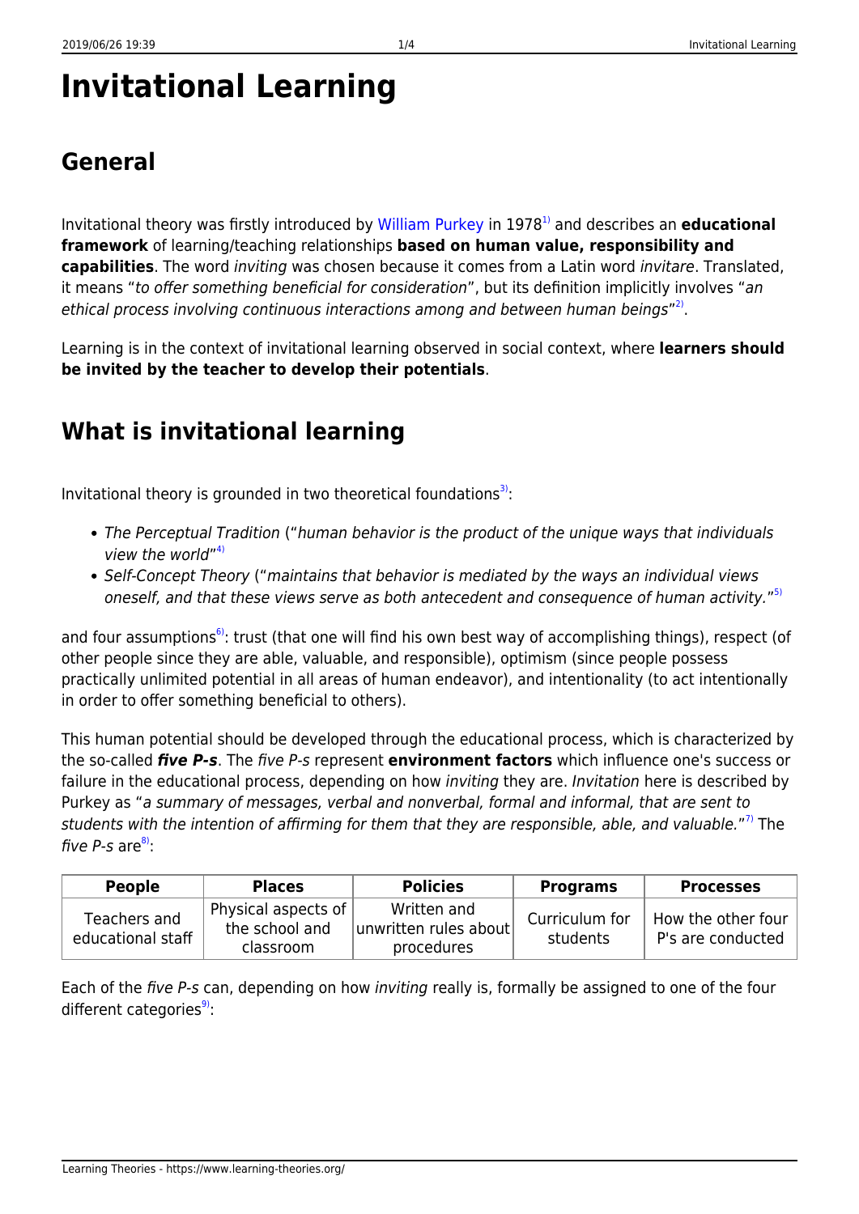# Invitational Learning

## General

Invitational theory was firstly introduced by William Purkey in 1978[1] and describes an **educational framework** of learning/teaching relationships **based on human value, responsibility and capabilities**. The word *inviting* was chosen because it comes from a Latin word *invitare*. Translated, it means "*to offer something beneficial for consideration*", but its definition implicitly involves "*an ethical process involving continuous interactions among and between human beings*"[2].

Learning is in the context of invitational learning observed in social context, where **learners should be invited by the teacher to develop their potentials**.

## What is invitational learning

Invitational theory is grounded in two theoretical foundations[3]:

- *The Perceptual Tradition* ("*human behavior is the product of the unique ways that individuals view the world*"[4]
- *Self-Concept Theory* ("*maintains that behavior is mediated by the ways an individual views oneself, and that these views serve as both antecedent and consequence of human activity.*"[5]

and four assumptions[6]: trust (that one will find his own best way of accomplishing things), respect (of other people since they are able, valuable, and responsible), optimism (since people possess practically unlimited potential in all areas of human endeavor), and intentionality (to act intentionally in order to offer something beneficial to others).

This human potential should be developed through the educational process, which is characterized by the so-called ***five P-s***. The *five P-s* represent **environment factors** which influence one's success or failure in the educational process, depending on how *inviting* they are. *Invitation* here is described by Purkey as "*a summary of messages, verbal and nonverbal, formal and informal, that are sent to students with the intention of affirming for them that they are responsible, able, and valuable.*"[7] The *five P-s* are[8]:

| People | Places | Policies | Programs | Processes |
|---|---|---|---|---|
| Teachers and educational staff | Physical aspects of the school and classroom | Written and unwritten rules about procedures | Curriculum for students | How the other four P's are conducted |

Each of the *five P-s* can, depending on how *inviting* really is, formally be assigned to one of the four different categories[9]: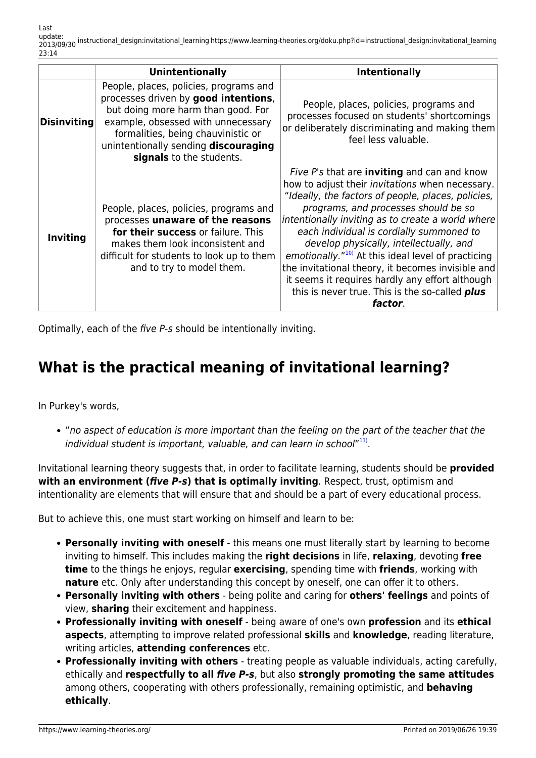| | **Unintentionally** | **Intentionally** |
|---|---|---|
| **Disinviting** | People, places, policies, programs and processes driven by **good intentions**, but doing more harm than good. For example, obsessed with unnecessary formalities, being chauvinistic or unintentionally sending **discouraging signals** to the students. | People, places, policies, programs and processes focused on students' shortcomings or deliberately discriminating and making them feel less valuable. |
| **Inviting** | People, places, policies, programs and processes **unaware of the reasons for their success** or failure. This makes them look inconsistent and difficult for students to look up to them and to try to model them. | *Five P's* that are **inviting** and can and know how to adjust their *invitations* when necessary. "*Ideally, the factors of people, places, policies, programs, and processes should be so intentionally inviting as to create a world where each individual is cordially summoned to develop physically, intellectually, and emotionally.*"[10] At this ideal level of practicing the invitational theory, it becomes invisible and it seems it requires hardly any effort although this is never true. This is the so-called ***plus factor***. |

Optimally, each of the *five P-s* should be intentionally inviting.

## What is the practical meaning of invitational learning?

In Purkey's words,

- "*no aspect of education is more important than the feeling on the part of the teacher that the individual student is important, valuable, and can learn in school*"[11].

Invitational learning theory suggests that, in order to facilitate learning, students should be **provided with an environment (*five P-s*) that is optimally inviting**. Respect, trust, optimism and intentionality are elements that will ensure that and should be a part of every educational process.

But to achieve this, one must start working on himself and learn to be:

- **Personally inviting with oneself** - this means one must literally start by learning to become inviting to himself. This includes making the **right decisions** in life, **relaxing**, devoting **free time** to the things he enjoys, regular **exercising**, spending time with **friends**, working with **nature** etc. Only after understanding this concept by oneself, one can offer it to others.
- **Personally inviting with others** - being polite and caring for **others' feelings** and points of view, **sharing** their excitement and happiness.
- **Professionally inviting with oneself** - being aware of one's own **profession** and its **ethical aspects**, attempting to improve related professional **skills** and **knowledge**, reading literature, writing articles, **attending conferences** etc.
- **Professionally inviting with others** - treating people as valuable individuals, acting carefully, ethically and **respectfully to all *five P-s***, but also **strongly promoting the same attitudes** among others, cooperating with others professionally, remaining optimistic, and **behaving ethically**.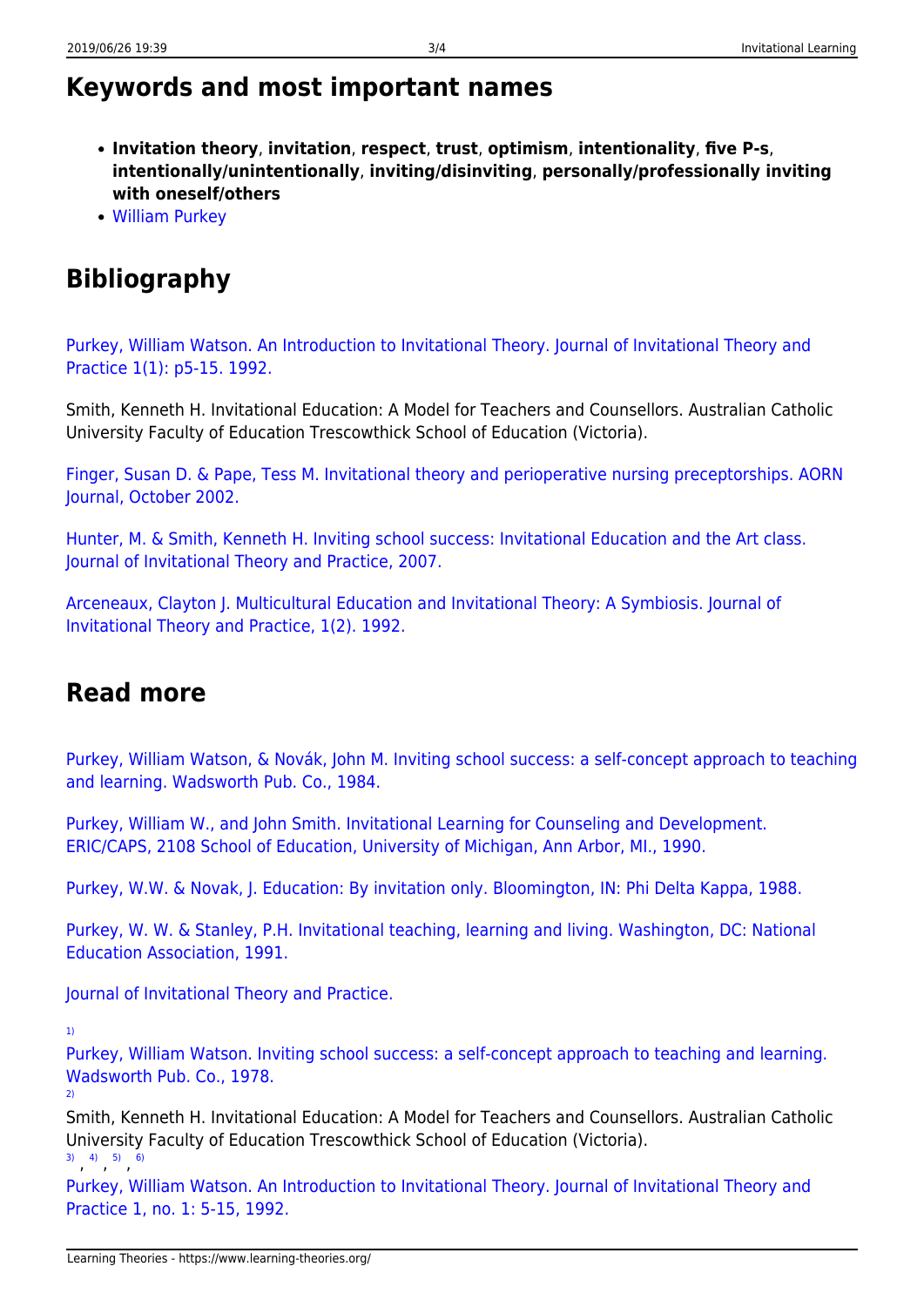## Keywords and most important names

- **Invitation theory**, **invitation**, **respect**, **trust**, **optimism**, **intentionality**, **five P-s**, **intentionally/unintentionally**, **inviting/disinviting**, **personally/professionally inviting with oneself/others**
- William Purkey

## Bibliography

Purkey, William Watson. An Introduction to Invitational Theory. Journal of Invitational Theory and Practice 1(1): p5-15. 1992.

Smith, Kenneth H. Invitational Education: A Model for Teachers and Counsellors. Australian Catholic University Faculty of Education Trescowthick School of Education (Victoria).

Finger, Susan D. & Pape, Tess M. Invitational theory and perioperative nursing preceptorships. AORN Journal, October 2002.

Hunter, M. & Smith, Kenneth H. Inviting school success: Invitational Education and the Art class. Journal of Invitational Theory and Practice, 2007.

Arceneaux, Clayton J. Multicultural Education and Invitational Theory: A Symbiosis. Journal of Invitational Theory and Practice, 1(2). 1992.

## Read more

Purkey, William Watson, & Novák, John M. Inviting school success: a self-concept approach to teaching and learning. Wadsworth Pub. Co., 1984.

Purkey, William W., and John Smith. Invitational Learning for Counseling and Development. ERIC/CAPS, 2108 School of Education, University of Michigan, Ann Arbor, MI., 1990.

Purkey, W.W. & Novak, J. Education: By invitation only. Bloomington, IN: Phi Delta Kappa, 1988.

Purkey, W. W. & Stanley, P.H. Invitational teaching, learning and living. Washington, DC: National Education Association, 1991.

Journal of Invitational Theory and Practice.

[1] Purkey, William Watson. Inviting school success: a self-concept approach to teaching and learning. Wadsworth Pub. Co., 1978.

[2] Smith, Kenneth H. Invitational Education: A Model for Teachers and Counsellors. Australian Catholic University Faculty of Education Trescowthick School of Education (Victoria).

[3], [4], [5], [6] Purkey, William Watson. An Introduction to Invitational Theory. Journal of Invitational Theory and Practice 1, no. 1: 5-15, 1992.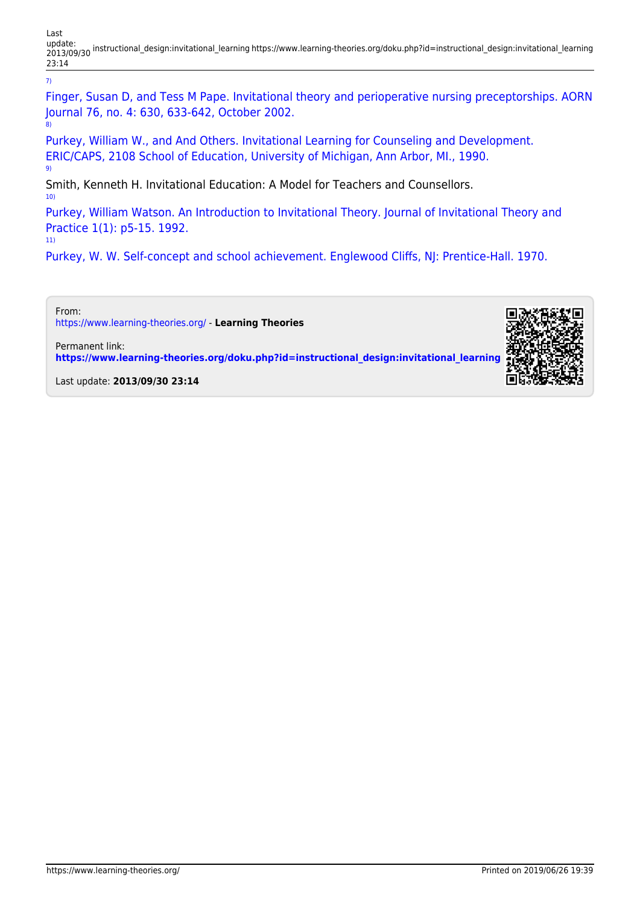[7] Finger, Susan D, and Tess M Pape. Invitational theory and perioperative nursing preceptorships. AORN Journal 76, no. 4: 630, 633-642, October 2002.

[8] Purkey, William W., and And Others. Invitational Learning for Counseling and Development. ERIC/CAPS, 2108 School of Education, University of Michigan, Ann Arbor, MI., 1990.

[9] Smith, Kenneth H. Invitational Education: A Model for Teachers and Counsellors.

[10] Purkey, William Watson. An Introduction to Invitational Theory. Journal of Invitational Theory and Practice 1(1): p5-15. 1992.

[11] Purkey, W. W. Self-concept and school achievement. Englewood Cliffs, NJ: Prentice-Hall. 1970.

From:
https://www.learning-theories.org/ - **Learning Theories**

Permanent link:
**https://www.learning-theories.org/doku.php?id=instructional_design:invitational_learning**

Last update: **2013/09/30 23:14**